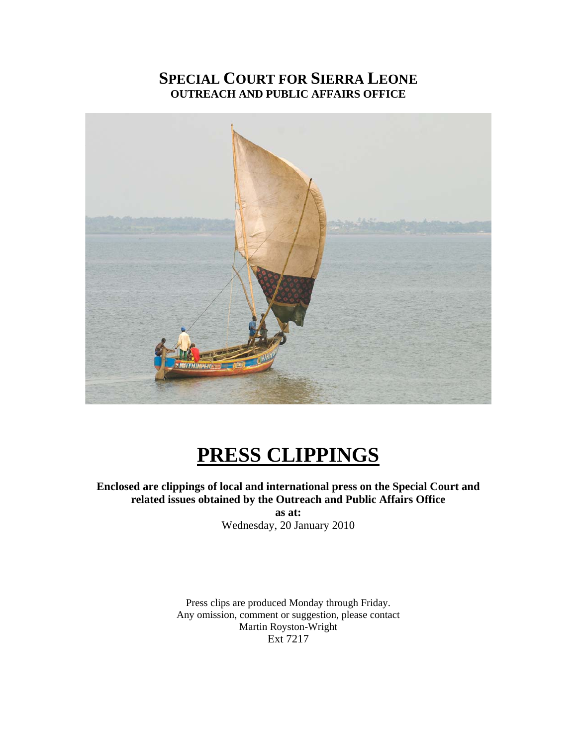# SPECIAL COURT FOR SIERRA LEONE
## OUTREACH AND PUBLIC AFFAIRS OFFICE

# PRESS CLIPPINGS

**Enclosed are clippings of local and international press on the Special Court and related issues obtained by the Outreach and Public Affairs Office**

**as at:**

Wednesday, 20 January 2010

Press clips are produced Monday through Friday.
Any omission, comment or suggestion, please contact
Martin Royston-Wright
Ext 7217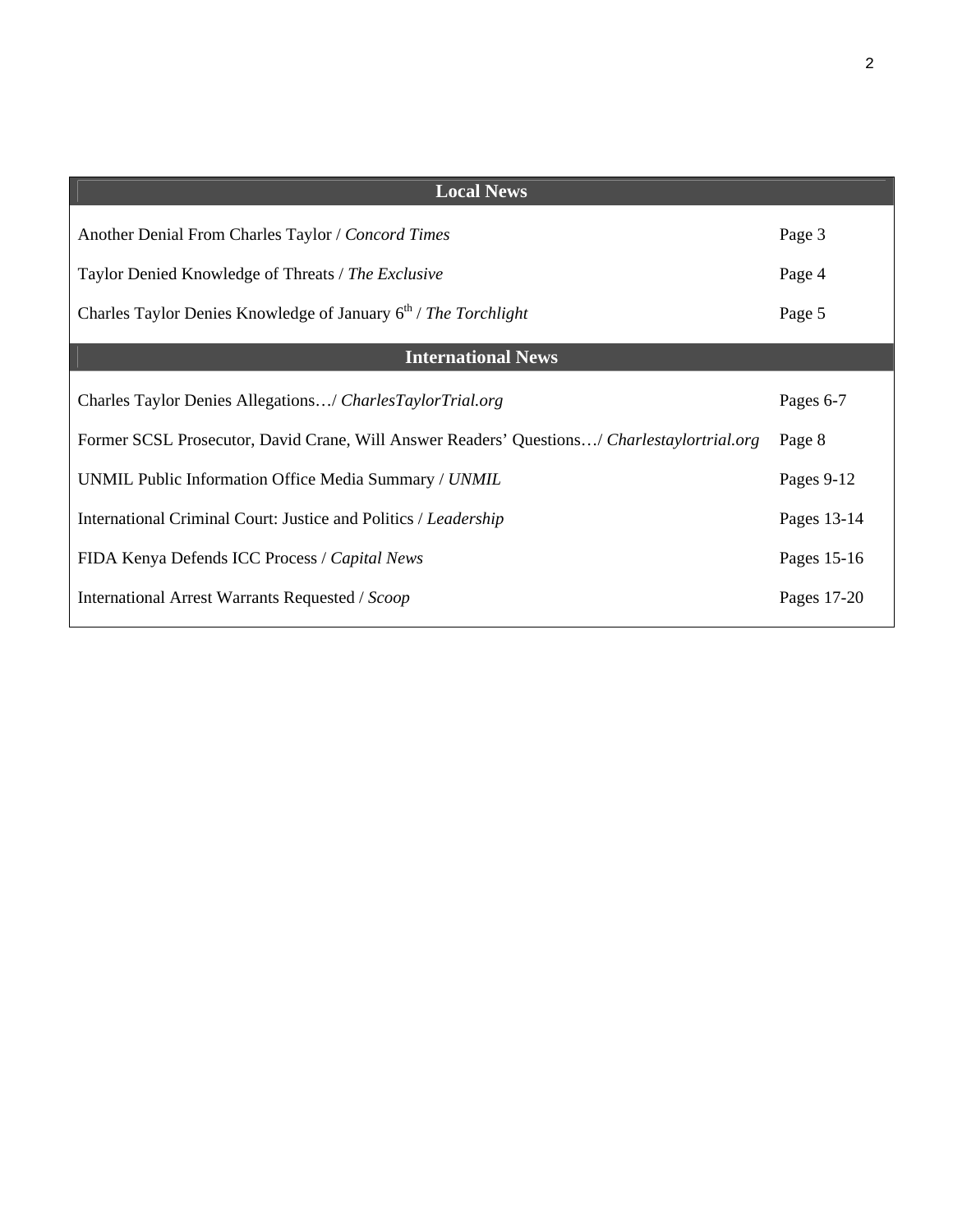| Local News | |
|---|---|
| Another Denial From Charles Taylor / *Concord Times* | Page 3 |
| Taylor Denied Knowledge of Threats / *The Exclusive* | Page 4 |
| Charles Taylor Denies Knowledge of January 6th / *The Torchlight* | Page 5 |

| International News | |
|---|---|
| Charles Taylor Denies Allegations…/ *CharlesTaylorTrial.org* | Pages 6-7 |
| Former SCSL Prosecutor, David Crane, Will Answer Readers' Questions…/ *Charlestaylortrial.org* | Page 8 |
| UNMIL Public Information Office Media Summary / *UNMIL* | Pages 9-12 |
| International Criminal Court: Justice and Politics / *Leadership* | Pages 13-14 |
| FIDA Kenya Defends ICC Process / *Capital News* | Pages 15-16 |
| International Arrest Warrants Requested / *Scoop* | Pages 17-20 |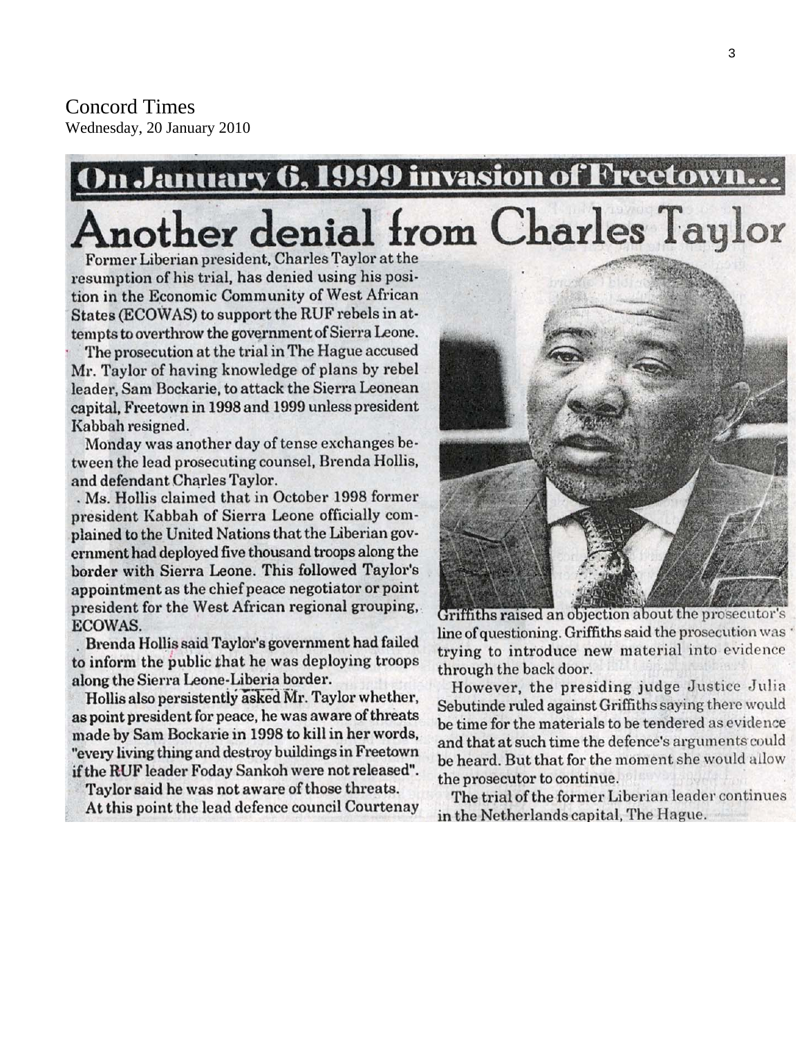Concord Times
Wednesday, 20 January 2010

## On January 6, 1999 invasion of Freetown...

# Another denial from Charles Taylor

Former Liberian president, Charles Taylor at the resumption of his trial, has denied using his position in the Economic Community of West African States (ECOWAS) to support the RUF rebels in attempts to overthrow the government of Sierra Leone.

The prosecution at the trial in The Hague accused Mr. Taylor of having knowledge of plans by rebel leader, Sam Bockarie, to attack the Sierra Leonean capital, Freetown in 1998 and 1999 unless president Kabbah resigned.

Monday was another day of tense exchanges between the lead prosecuting counsel, Brenda Hollis, and defendant Charles Taylor.

Ms. Hollis claimed that in October 1998 former president Kabbah of Sierra Leone officially complained to the United Nations that the Liberian government had deployed five thousand troops along the border with Sierra Leone. This followed Taylor's appointment as the chief peace negotiator or point president for the West African regional grouping, ECOWAS.

Brenda Hollis said Taylor's government had failed to inform the public that he was deploying troops along the Sierra Leone-Liberia border.

Hollis also persistently asked Mr. Taylor whether, as point president for peace, he was aware of threats made by Sam Bockarie in 1998 to kill in her words, "every living thing and destroy buildings in Freetown if the RUF leader Foday Sankoh were not released".

Taylor said he was not aware of those threats.

At this point the lead defence council Courtenay Griffiths raised an objection about the prosecutor's line of questioning. Griffiths said the prosecution was trying to introduce new material into evidence through the back door.

However, the presiding judge Justice Julia Sebutinde ruled against Griffiths saying there would be time for the materials to be tendered as evidence and that at such time the defence's arguments could be heard. But that for the moment she would allow the prosecutor to continue.

The trial of the former Liberian leader continues in the Netherlands capital, The Hague.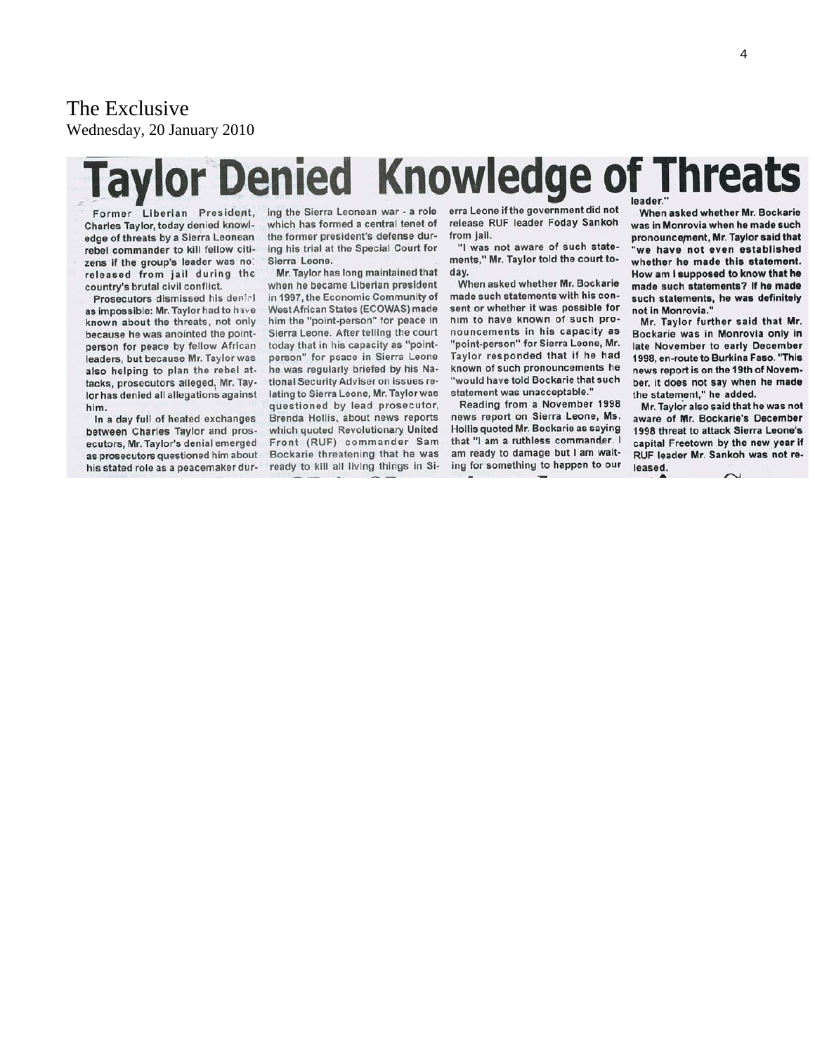The Exclusive
Wednesday, 20 January 2010

# Taylor Denied Knowledge of Threats

Former Liberian President, Charles Taylor, today denied knowledge of threats by a Sierra Leonean rebel commander to kill fellow citizens if the group's leader was not released from jail during the country's brutal civil conflict.

Prosecutors dismissed his denial as impossible: Mr. Taylor had to have known about the threats, not only because he was anointed the point-person for peace by fellow African leaders, but because Mr. Taylor was also helping to plan the rebel attacks, prosecutors alleged. Mr. Taylor has denied all allegations against him.

In a day full of heated exchanges between Charles Taylor and prosecutors, Mr. Taylor's denial emerged as prosecutors questioned him about his stated role as a peacemaker during the Sierra Leonean war - a role which has formed a central tenet of the former president's defense during his trial at the Special Court for Sierra Leone.

Mr. Taylor has long maintained that when he became Liberian president in 1997, the Economic Community of West African States (ECOWAS) made him the "point-person" for peace in Sierra Leone. After telling the court today that in his capacity as "point-person" for peace in Sierra Leone he was regularly briefed by his National Security Adviser on issues relating to Sierra Leone, Mr. Taylor was questioned by lead prosecutor, Brenda Hollis, about news reports which quoted Revolutionary United Front (RUF) commander Sam Bockarie threatening that he was ready to kill all living things in Sierra Leone if the government did not release RUF leader Foday Sankoh from jail.

"I was not aware of such statements," Mr. Taylor told the court today.

When asked whether Mr. Bockarie made such statements with his consent or whether it was possible for him to have known of such pronouncements in his capacity as "point-person" for Sierra Leone, Mr. Taylor responded that if he had known of such pronouncements he "would have told Bockarie that such statement was unacceptable."

Reading from a November 1998 news report on Sierra Leone, Ms. Hollis quoted Mr. Bockarie as saying that "I am a ruthless commander. I am ready to damage but I am waiting for something to happen to our leader."

When asked whether Mr. Bockarie was in Monrovia when he made such pronouncement, Mr. Taylor said that "we have not even established whether he made this statement. How am I supposed to know that he made such statements? If he made such statements, he was definitely not in Monrovia."

Mr. Taylor further said that Mr. Bockarie was in Monrovia only in late November to early December 1998, en-route to Burkina Faso. "This news report is on the 19th of November, it does not say when he made the statement," he added.

Mr. Taylor also said that he was not aware of Mr. Bockarie's December 1998 threat to attack Sierra Leone's capital Freetown by the new year if RUF leader Mr. Sankoh was not released.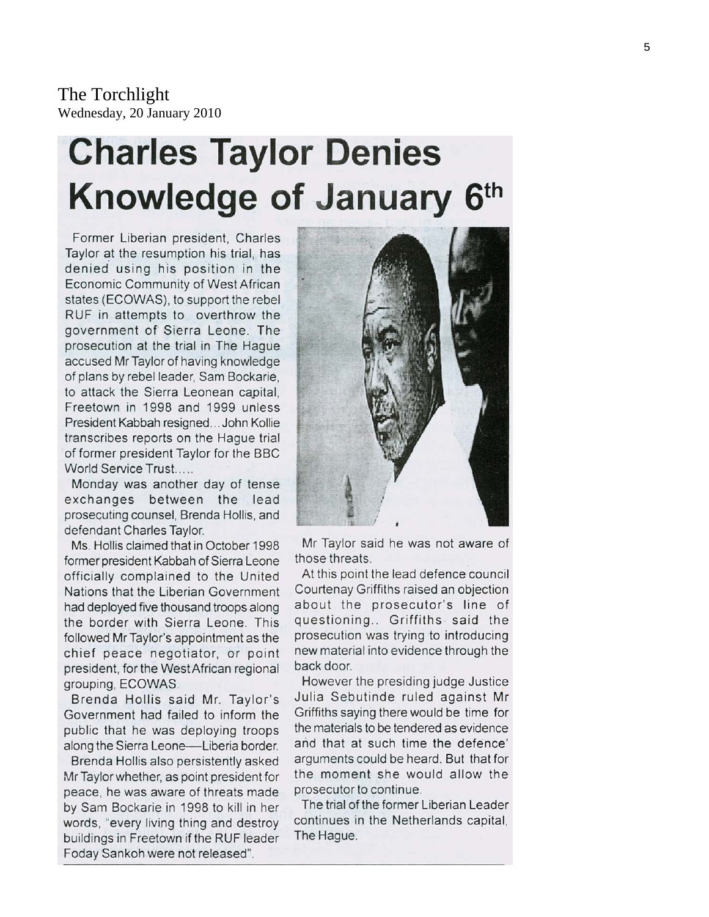The Torchlight
Wednesday, 20 January 2010

# Charles Taylor Denies Knowledge of January 6th

Former Liberian president, Charles Taylor at the resumption his trial, has denied using his position in the Economic Community of West African states (ECOWAS), to support the rebel RUF in attempts to overthrow the government of Sierra Leone. The prosecution at the trial in The Hague accused Mr Taylor of having knowledge of plans by rebel leader, Sam Bockarie, to attack the Sierra Leonean capital, Freetown in 1998 and 1999 unless President Kabbah resigned... John Kollie transcribes reports on the Hague trial of former president Taylor for the BBC World Service Trust.....

Monday was another day of tense exchanges between the lead prosecuting counsel, Brenda Hollis, and defendant Charles Taylor.

Ms. Hollis claimed that in October 1998 former president Kabbah of Sierra Leone officially complained to the United Nations that the Liberian Government had deployed five thousand troops along the border with Sierra Leone. This followed Mr Taylor's appointment as the chief peace negotiator, or point president, for the West African regional grouping, ECOWAS.

Brenda Hollis said Mr. Taylor's Government had failed to inform the public that he was deploying troops along the Sierra Leone—Liberia border.

Brenda Hollis also persistently asked Mr Taylor whether, as point president for peace, he was aware of threats made by Sam Bockarie in 1998 to kill in her words, "every living thing and destroy buildings in Freetown if the RUF leader Foday Sankoh were not released".

Mr Taylor said he was not aware of those threats.

At this point the lead defence council Courtenay Griffiths raised an objection about the prosecutor's line of questioning.. Griffiths said the prosecution was trying to introducing new material into evidence through the back door.

However the presiding judge Justice Julia Sebutinde ruled against Mr Griffiths saying there would be time for the materials to be tendered as evidence and that at such time the defence' arguments could be heard. But that for the moment she would allow the prosecutor to continue.

The trial of the former Liberian Leader continues in the Netherlands capital, The Hague.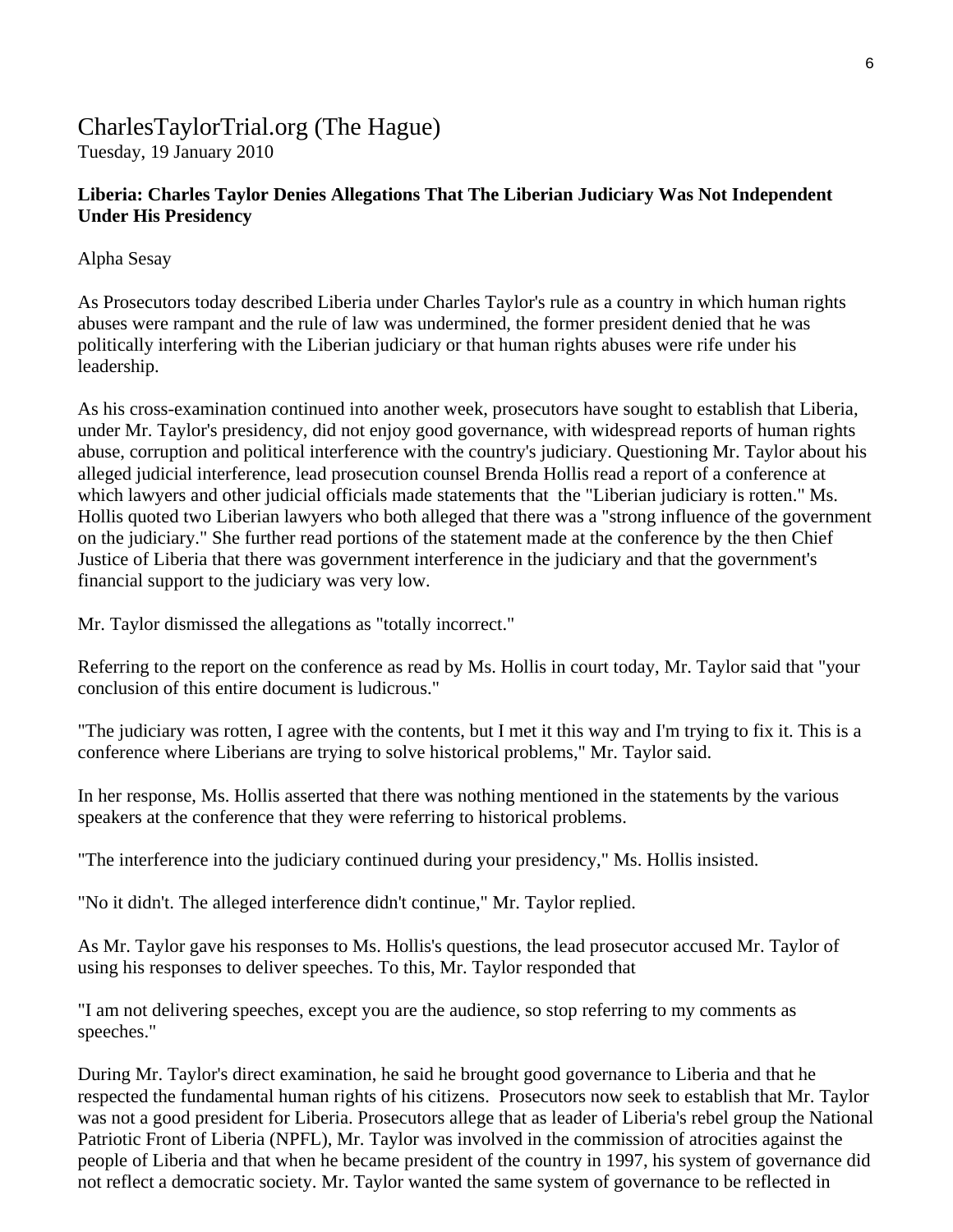# CharlesTaylorTrial.org (The Hague)

Tuesday, 19 January 2010

**Liberia: Charles Taylor Denies Allegations That The Liberian Judiciary Was Not Independent Under His Presidency**

Alpha Sesay

As Prosecutors today described Liberia under Charles Taylor's rule as a country in which human rights abuses were rampant and the rule of law was undermined, the former president denied that he was politically interfering with the Liberian judiciary or that human rights abuses were rife under his leadership.

As his cross-examination continued into another week, prosecutors have sought to establish that Liberia, under Mr. Taylor's presidency, did not enjoy good governance, with widespread reports of human rights abuse, corruption and political interference with the country's judiciary. Questioning Mr. Taylor about his alleged judicial interference, lead prosecution counsel Brenda Hollis read a report of a conference at which lawyers and other judicial officials made statements that the "Liberian judiciary is rotten." Ms. Hollis quoted two Liberian lawyers who both alleged that there was a "strong influence of the government on the judiciary." She further read portions of the statement made at the conference by the then Chief Justice of Liberia that there was government interference in the judiciary and that the government's financial support to the judiciary was very low.

Mr. Taylor dismissed the allegations as "totally incorrect."

Referring to the report on the conference as read by Ms. Hollis in court today, Mr. Taylor said that "your conclusion of this entire document is ludicrous."

"The judiciary was rotten, I agree with the contents, but I met it this way and I'm trying to fix it. This is a conference where Liberians are trying to solve historical problems," Mr. Taylor said.

In her response, Ms. Hollis asserted that there was nothing mentioned in the statements by the various speakers at the conference that they were referring to historical problems.

"The interference into the judiciary continued during your presidency," Ms. Hollis insisted.

"No it didn't. The alleged interference didn't continue," Mr. Taylor replied.

As Mr. Taylor gave his responses to Ms. Hollis's questions, the lead prosecutor accused Mr. Taylor of using his responses to deliver speeches. To this, Mr. Taylor responded that

"I am not delivering speeches, except you are the audience, so stop referring to my comments as speeches."

During Mr. Taylor's direct examination, he said he brought good governance to Liberia and that he respected the fundamental human rights of his citizens. Prosecutors now seek to establish that Mr. Taylor was not a good president for Liberia. Prosecutors allege that as leader of Liberia's rebel group the National Patriotic Front of Liberia (NPFL), Mr. Taylor was involved in the commission of atrocities against the people of Liberia and that when he became president of the country in 1997, his system of governance did not reflect a democratic society. Mr. Taylor wanted the same system of governance to be reflected in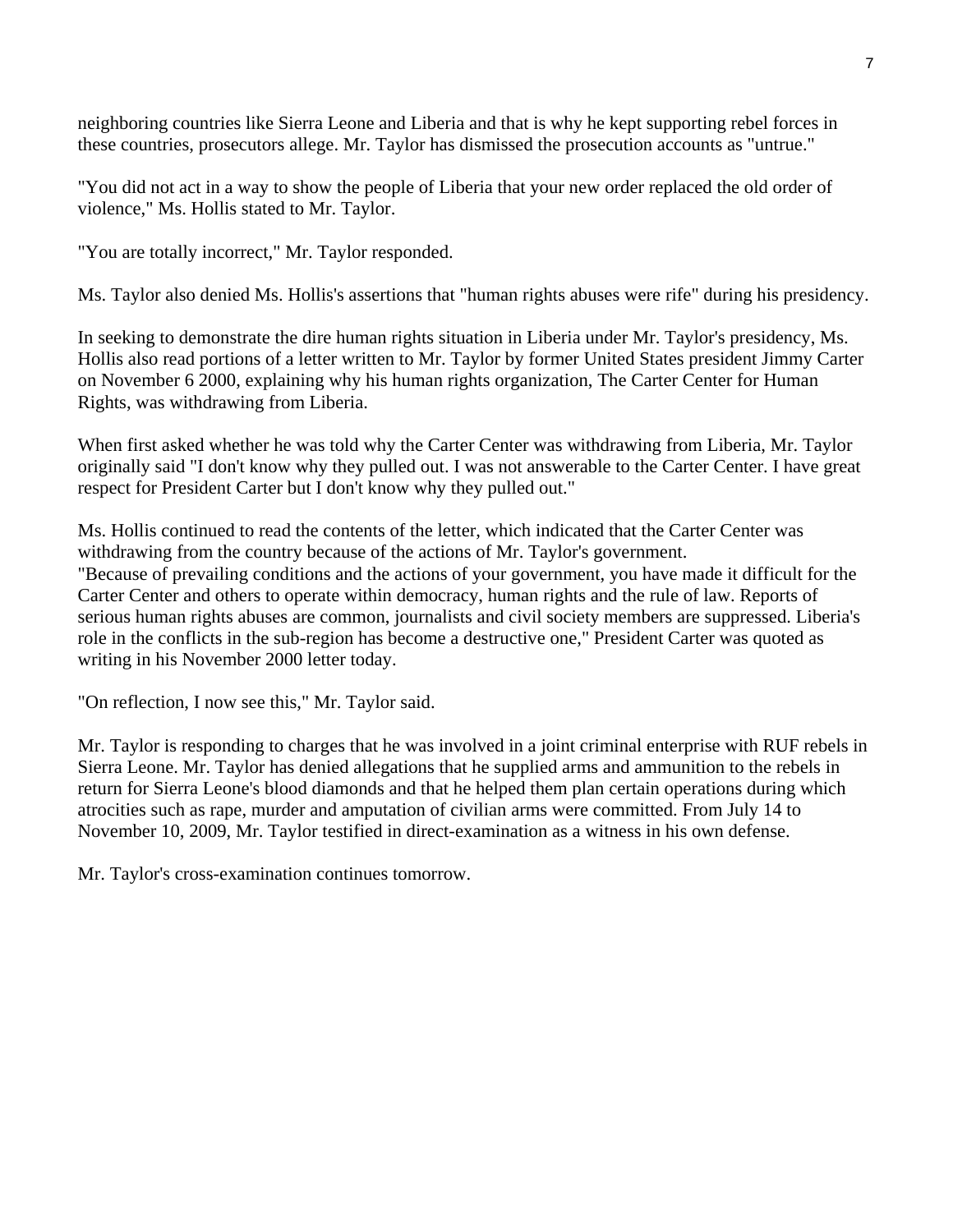neighboring countries like Sierra Leone and Liberia and that is why he kept supporting rebel forces in these countries, prosecutors allege. Mr. Taylor has dismissed the prosecution accounts as "untrue."

"You did not act in a way to show the people of Liberia that your new order replaced the old order of violence," Ms. Hollis stated to Mr. Taylor.

"You are totally incorrect," Mr. Taylor responded.

Ms. Taylor also denied Ms. Hollis's assertions that "human rights abuses were rife" during his presidency.

In seeking to demonstrate the dire human rights situation in Liberia under Mr. Taylor's presidency, Ms. Hollis also read portions of a letter written to Mr. Taylor by former United States president Jimmy Carter on November 6 2000, explaining why his human rights organization, The Carter Center for Human Rights, was withdrawing from Liberia.

When first asked whether he was told why the Carter Center was withdrawing from Liberia, Mr. Taylor originally said "I don't know why they pulled out. I was not answerable to the Carter Center. I have great respect for President Carter but I don't know why they pulled out."

Ms. Hollis continued to read the contents of the letter, which indicated that the Carter Center was withdrawing from the country because of the actions of Mr. Taylor's government.
"Because of prevailing conditions and the actions of your government, you have made it difficult for the Carter Center and others to operate within democracy, human rights and the rule of law. Reports of serious human rights abuses are common, journalists and civil society members are suppressed. Liberia's role in the conflicts in the sub-region has become a destructive one," President Carter was quoted as writing in his November 2000 letter today.

"On reflection, I now see this," Mr. Taylor said.

Mr. Taylor is responding to charges that he was involved in a joint criminal enterprise with RUF rebels in Sierra Leone. Mr. Taylor has denied allegations that he supplied arms and ammunition to the rebels in return for Sierra Leone's blood diamonds and that he helped them plan certain operations during which atrocities such as rape, murder and amputation of civilian arms were committed. From July 14 to November 10, 2009, Mr. Taylor testified in direct-examination as a witness in his own defense.

Mr. Taylor's cross-examination continues tomorrow.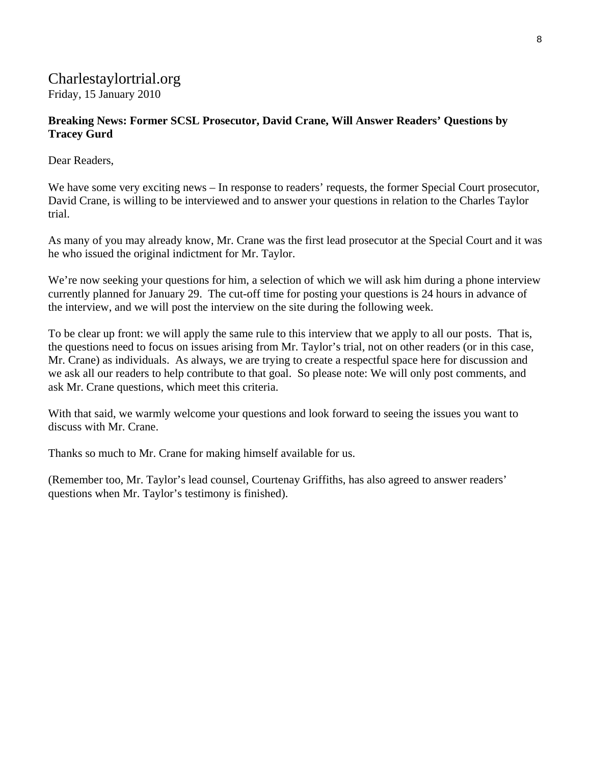Charlestaylortrial.org
Friday, 15 January 2010

**Breaking News: Former SCSL Prosecutor, David Crane, Will Answer Readers' Questions by Tracey Gurd**

Dear Readers,

We have some very exciting news – In response to readers' requests, the former Special Court prosecutor, David Crane, is willing to be interviewed and to answer your questions in relation to the Charles Taylor trial.

As many of you may already know, Mr. Crane was the first lead prosecutor at the Special Court and it was he who issued the original indictment for Mr. Taylor.

We're now seeking your questions for him, a selection of which we will ask him during a phone interview currently planned for January 29. The cut-off time for posting your questions is 24 hours in advance of the interview, and we will post the interview on the site during the following week.

To be clear up front: we will apply the same rule to this interview that we apply to all our posts. That is, the questions need to focus on issues arising from Mr. Taylor's trial, not on other readers (or in this case, Mr. Crane) as individuals. As always, we are trying to create a respectful space here for discussion and we ask all our readers to help contribute to that goal. So please note: We will only post comments, and ask Mr. Crane questions, which meet this criteria.

With that said, we warmly welcome your questions and look forward to seeing the issues you want to discuss with Mr. Crane.

Thanks so much to Mr. Crane for making himself available for us.

(Remember too, Mr. Taylor's lead counsel, Courtenay Griffiths, has also agreed to answer readers' questions when Mr. Taylor's testimony is finished).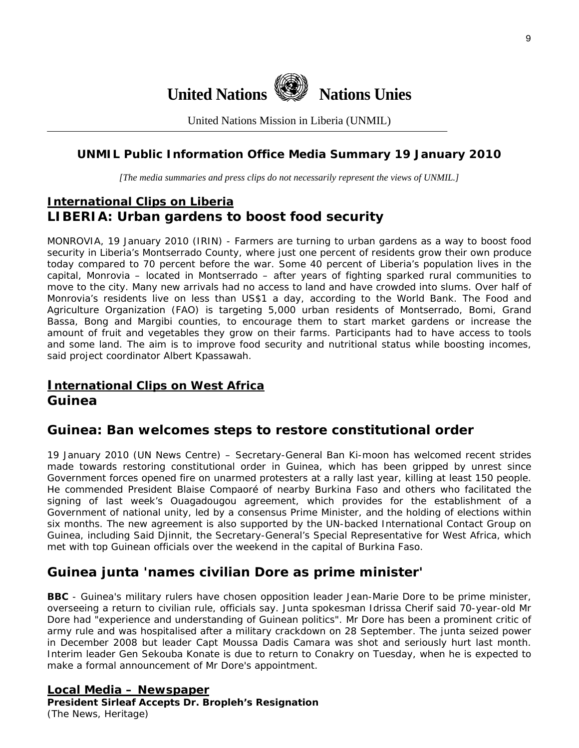**United Nations Nations Unies**

United Nations Mission in Liberia (UNMIL)

## UNMIL Public Information Office Media Summary 19 January 2010

*[The media summaries and press clips do not necessarily represent the views of UNMIL.]*

## International Clips on Liberia

### LIBERIA: Urban gardens to boost food security

MONROVIA, 19 January 2010 (IRIN) - Farmers are turning to urban gardens as a way to boost food security in Liberia's Montserrado County, where just one percent of residents grow their own produce today compared to 70 percent before the war. Some 40 percent of Liberia's population lives in the capital, Monrovia – located in Montserrado – after years of fighting sparked rural communities to move to the city. Many new arrivals had no access to land and have crowded into slums. Over half of Monrovia's residents live on less than US$1 a day, according to the World Bank. The Food and Agriculture Organization (FAO) is targeting 5,000 urban residents of Montserrado, Bomi, Grand Bassa, Bong and Margibi counties, to encourage them to start market gardens or increase the amount of fruit and vegetables they grow on their farms. Participants had to have access to tools and some land. The aim is to improve food security and nutritional status while boosting incomes, said project coordinator Albert Kpassawah.

## International Clips on West Africa

### Guinea

### Guinea: Ban welcomes steps to restore constitutional order

19 January 2010 (UN News Centre) – Secretary-General Ban Ki-moon has welcomed recent strides made towards restoring constitutional order in Guinea, which has been gripped by unrest since Government forces opened fire on unarmed protesters at a rally last year, killing at least 150 people. He commended President Blaise Compaoré of nearby Burkina Faso and others who facilitated the signing of last week's Ouagadougou agreement, which provides for the establishment of a Government of national unity, led by a consensus Prime Minister, and the holding of elections within six months. The new agreement is also supported by the UN-backed International Contact Group on Guinea, including Said Djinnit, the Secretary-General's Special Representative for West Africa, which met with top Guinean officials over the weekend in the capital of Burkina Faso.

### Guinea junta 'names civilian Dore as prime minister'

**BBC** - Guinea's military rulers have chosen opposition leader Jean-Marie Dore to be prime minister, overseeing a return to civilian rule, officials say. Junta spokesman Idrissa Cherif said 70-year-old Mr Dore had "experience and understanding of Guinean politics". Mr Dore has been a prominent critic of army rule and was hospitalised after a military crackdown on 28 September. The junta seized power in December 2008 but leader Capt Moussa Dadis Camara was shot and seriously hurt last month. Interim leader Gen Sekouba Konate is due to return to Conakry on Tuesday, when he is expected to make a formal announcement of Mr Dore's appointment.

## Local Media – Newspaper

**President Sirleaf Accepts Dr. Bropleh's Resignation**
(The News, Heritage)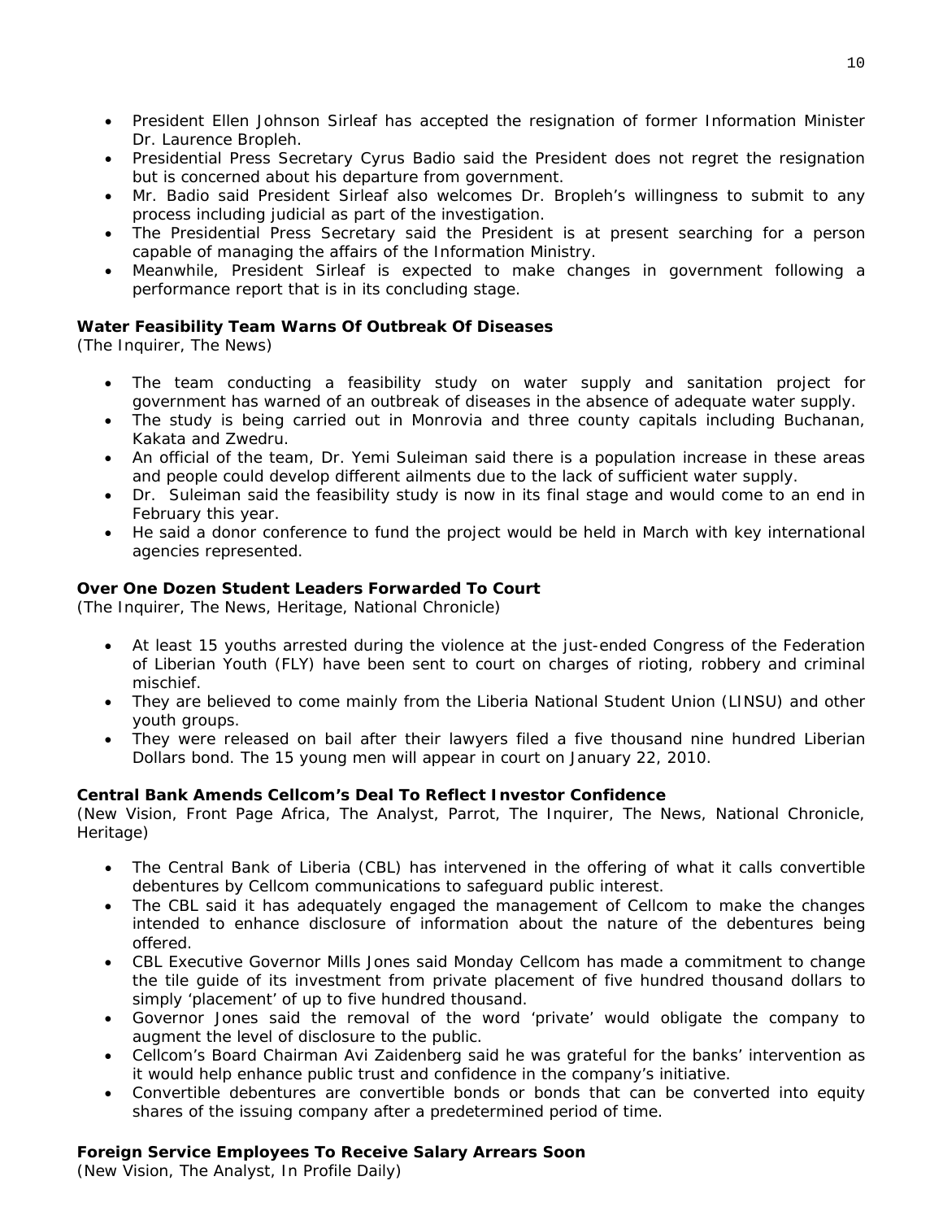- President Ellen Johnson Sirleaf has accepted the resignation of former Information Minister Dr. Laurence Bropleh.
- Presidential Press Secretary Cyrus Badio said the President does not regret the resignation but is concerned about his departure from government.
- Mr. Badio said President Sirleaf also welcomes Dr. Bropleh's willingness to submit to any process including judicial as part of the investigation.
- The Presidential Press Secretary said the President is at present searching for a person capable of managing the affairs of the Information Ministry.
- Meanwhile, President Sirleaf is expected to make changes in government following a performance report that is in its concluding stage.

**Water Feasibility Team Warns Of Outbreak Of Diseases**
(The Inquirer, The News)

- The team conducting a feasibility study on water supply and sanitation project for government has warned of an outbreak of diseases in the absence of adequate water supply.
- The study is being carried out in Monrovia and three county capitals including Buchanan, Kakata and Zwedru.
- An official of the team, Dr. Yemi Suleiman said there is a population increase in these areas and people could develop different ailments due to the lack of sufficient water supply.
- Dr. Suleiman said the feasibility study is now in its final stage and would come to an end in February this year.
- He said a donor conference to fund the project would be held in March with key international agencies represented.

**Over One Dozen Student Leaders Forwarded To Court**
(The Inquirer, The News, Heritage, National Chronicle)

- At least 15 youths arrested during the violence at the just-ended Congress of the Federation of Liberian Youth (FLY) have been sent to court on charges of rioting, robbery and criminal mischief.
- They are believed to come mainly from the Liberia National Student Union (LINSU) and other youth groups.
- They were released on bail after their lawyers filed a five thousand nine hundred Liberian Dollars bond. The 15 young men will appear in court on January 22, 2010.

**Central Bank Amends Cellcom's Deal To Reflect Investor Confidence**
(New Vision, Front Page Africa, The Analyst, Parrot, The Inquirer, The News, National Chronicle, Heritage)

- The Central Bank of Liberia (CBL) has intervened in the offering of what it calls convertible debentures by Cellcom communications to safeguard public interest.
- The CBL said it has adequately engaged the management of Cellcom to make the changes intended to enhance disclosure of information about the nature of the debentures being offered.
- CBL Executive Governor Mills Jones said Monday Cellcom has made a commitment to change the tile guide of its investment from private placement of five hundred thousand dollars to simply 'placement' of up to five hundred thousand.
- Governor Jones said the removal of the word 'private' would obligate the company to augment the level of disclosure to the public.
- Cellcom's Board Chairman Avi Zaidenberg said he was grateful for the banks' intervention as it would help enhance public trust and confidence in the company's initiative.
- Convertible debentures are convertible bonds or bonds that can be converted into equity shares of the issuing company after a predetermined period of time.

**Foreign Service Employees To Receive Salary Arrears Soon**
(New Vision, The Analyst, In Profile Daily)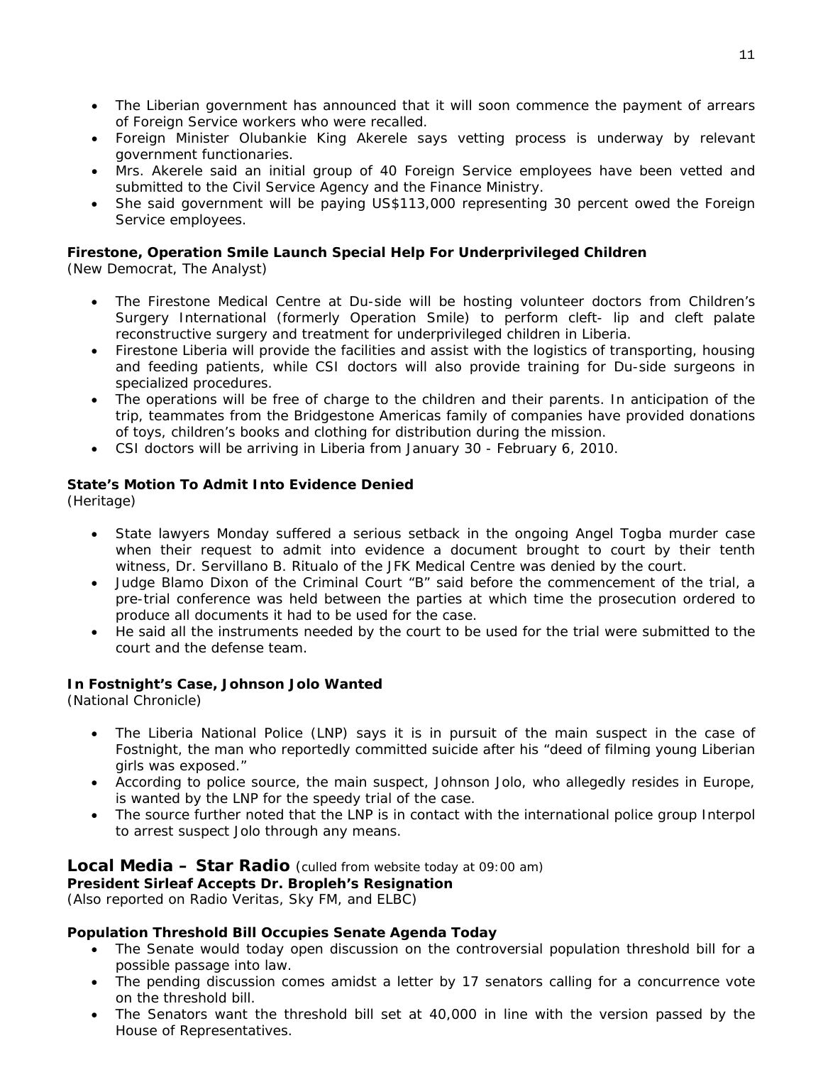- The Liberian government has announced that it will soon commence the payment of arrears of Foreign Service workers who were recalled.
- Foreign Minister Olubankie King Akerele says vetting process is underway by relevant government functionaries.
- Mrs. Akerele said an initial group of 40 Foreign Service employees have been vetted and submitted to the Civil Service Agency and the Finance Ministry.
- She said government will be paying US$113,000 representing 30 percent owed the Foreign Service employees.

**Firestone, Operation Smile Launch Special Help For Underprivileged Children**
(New Democrat, The Analyst)

- The Firestone Medical Centre at Du-side will be hosting volunteer doctors from Children's Surgery International (formerly Operation Smile) to perform cleft- lip and cleft palate reconstructive surgery and treatment for underprivileged children in Liberia.
- Firestone Liberia will provide the facilities and assist with the logistics of transporting, housing and feeding patients, while CSI doctors will also provide training for Du-side surgeons in specialized procedures.
- The operations will be free of charge to the children and their parents. In anticipation of the trip, teammates from the Bridgestone Americas family of companies have provided donations of toys, children's books and clothing for distribution during the mission.
- CSI doctors will be arriving in Liberia from January 30 - February 6, 2010.

**State's Motion To Admit Into Evidence Denied**
(Heritage)

- State lawyers Monday suffered a serious setback in the ongoing Angel Togba murder case when their request to admit into evidence a document brought to court by their tenth witness, Dr. Servillano B. Ritualo of the JFK Medical Centre was denied by the court.
- Judge Blamo Dixon of the Criminal Court "B" said before the commencement of the trial, a pre-trial conference was held between the parties at which time the prosecution ordered to produce all documents it had to be used for the case.
- He said all the instruments needed by the court to be used for the trial were submitted to the court and the defense team.

**In Fostnight's Case, Johnson Jolo Wanted**
(National Chronicle)

- The Liberia National Police (LNP) says it is in pursuit of the main suspect in the case of Fostnight, the man who reportedly committed suicide after his "deed of filming young Liberian girls was exposed."
- According to police source, the main suspect, Johnson Jolo, who allegedly resides in Europe, is wanted by the LNP for the speedy trial of the case.
- The source further noted that the LNP is in contact with the international police group Interpol to arrest suspect Jolo through any means.

## Local Media – Star Radio (culled from website today at 09:00 am)

**President Sirleaf Accepts Dr. Bropleh's Resignation**
(Also reported on Radio Veritas, Sky FM, and ELBC)

**Population Threshold Bill Occupies Senate Agenda Today**

- The Senate would today open discussion on the controversial population threshold bill for a possible passage into law.
- The pending discussion comes amidst a letter by 17 senators calling for a concurrence vote on the threshold bill.
- The Senators want the threshold bill set at 40,000 in line with the version passed by the House of Representatives.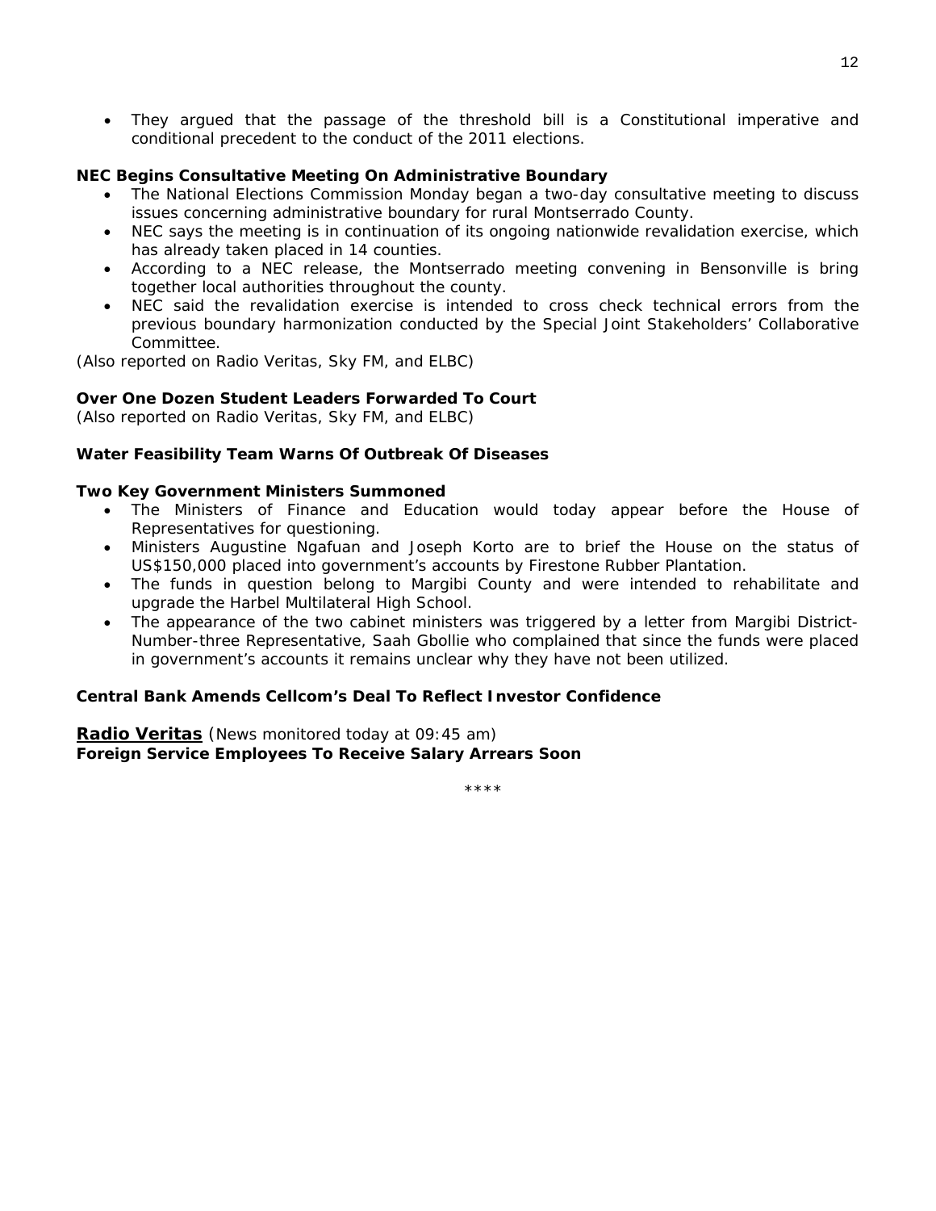- They argued that the passage of the threshold bill is a Constitutional imperative and conditional precedent to the conduct of the 2011 elections.

**NEC Begins Consultative Meeting On Administrative Boundary**

- The National Elections Commission Monday began a two-day consultative meeting to discuss issues concerning administrative boundary for rural Montserrado County.
- NEC says the meeting is in continuation of its ongoing nationwide revalidation exercise, which has already taken placed in 14 counties.
- According to a NEC release, the Montserrado meeting convening in Bensonville is bring together local authorities throughout the county.
- NEC said the revalidation exercise is intended to cross check technical errors from the previous boundary harmonization conducted by the Special Joint Stakeholders' Collaborative Committee.

*(Also reported on Radio Veritas, Sky FM, and ELBC)*

**Over One Dozen Student Leaders Forwarded To Court**

*(Also reported on Radio Veritas, Sky FM, and ELBC)*

**Water Feasibility Team Warns Of Outbreak Of Diseases**

**Two Key Government Ministers Summoned**

- The Ministers of Finance and Education would today appear before the House of Representatives for questioning.
- Ministers Augustine Ngafuan and Joseph Korto are to brief the House on the status of US$150,000 placed into government's accounts by Firestone Rubber Plantation.
- The funds in question belong to Margibi County and were intended to rehabilitate and upgrade the Harbel Multilateral High School.
- The appearance of the two cabinet ministers was triggered by a letter from Margibi District-Number-three Representative, Saah Gbollie who complained that since the funds were placed in government's accounts it remains unclear why they have not been utilized.

**Central Bank Amends Cellcom's Deal To Reflect Investor Confidence**

**Radio Veritas** (News monitored today at 09:45 am)
**Foreign Service Employees To Receive Salary Arrears Soon**

****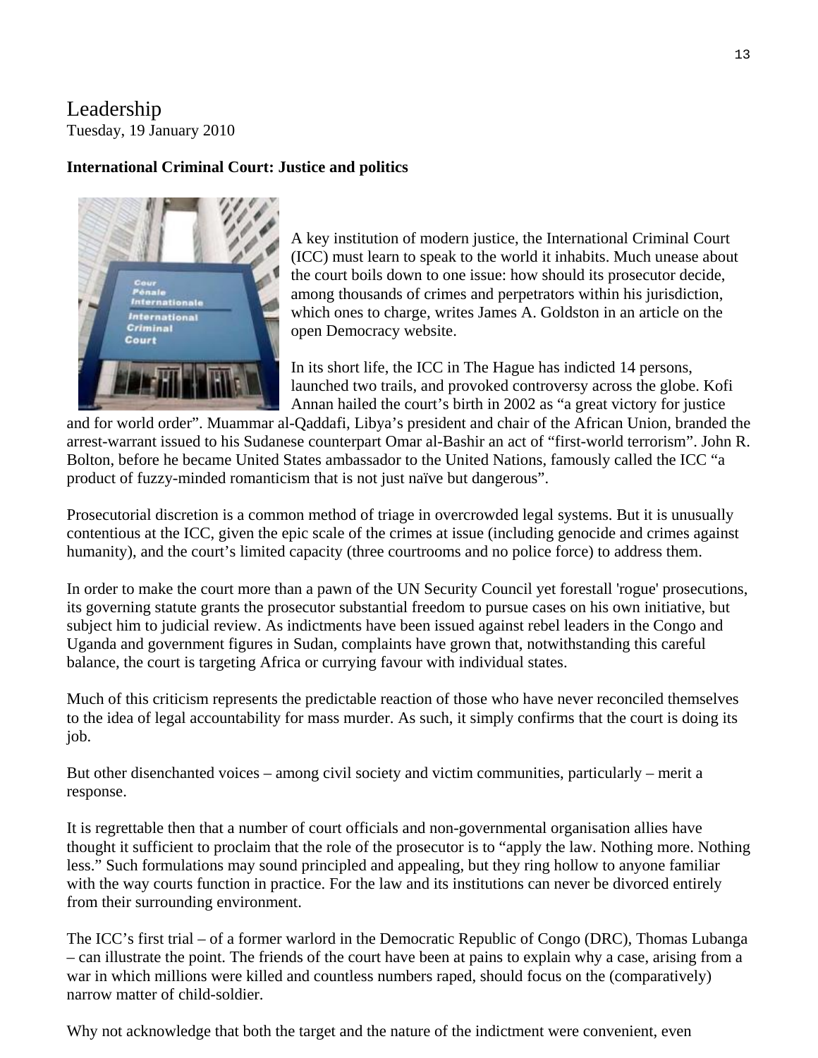Leadership
Tuesday, 19 January 2010

**International Criminal Court: Justice and politics**

A key institution of modern justice, the International Criminal Court (ICC) must learn to speak to the world it inhabits. Much unease about the court boils down to one issue: how should its prosecutor decide, among thousands of crimes and perpetrators within his jurisdiction, which ones to charge, writes James A. Goldston in an article on the open Democracy website.

In its short life, the ICC in The Hague has indicted 14 persons, launched two trails, and provoked controversy across the globe. Kofi Annan hailed the court's birth in 2002 as "a great victory for justice and for world order". Muammar al-Qaddafi, Libya's president and chair of the African Union, branded the arrest-warrant issued to his Sudanese counterpart Omar al-Bashir an act of "first-world terrorism". John R. Bolton, before he became United States ambassador to the United Nations, famously called the ICC "a product of fuzzy-minded romanticism that is not just naïve but dangerous".

Prosecutorial discretion is a common method of triage in overcrowded legal systems. But it is unusually contentious at the ICC, given the epic scale of the crimes at issue (including genocide and crimes against humanity), and the court's limited capacity (three courtrooms and no police force) to address them.

In order to make the court more than a pawn of the UN Security Council yet forestall 'rogue' prosecutions, its governing statute grants the prosecutor substantial freedom to pursue cases on his own initiative, but subject him to judicial review. As indictments have been issued against rebel leaders in the Congo and Uganda and government figures in Sudan, complaints have grown that, notwithstanding this careful balance, the court is targeting Africa or currying favour with individual states.

Much of this criticism represents the predictable reaction of those who have never reconciled themselves to the idea of legal accountability for mass murder. As such, it simply confirms that the court is doing its job.

But other disenchanted voices – among civil society and victim communities, particularly – merit a response.

It is regrettable then that a number of court officials and non-governmental organisation allies have thought it sufficient to proclaim that the role of the prosecutor is to "apply the law. Nothing more. Nothing less." Such formulations may sound principled and appealing, but they ring hollow to anyone familiar with the way courts function in practice. For the law and its institutions can never be divorced entirely from their surrounding environment.

The ICC's first trial – of a former warlord in the Democratic Republic of Congo (DRC), Thomas Lubanga – can illustrate the point. The friends of the court have been at pains to explain why a case, arising from a war in which millions were killed and countless numbers raped, should focus on the (comparatively) narrow matter of child-soldier.

Why not acknowledge that both the target and the nature of the indictment were convenient, even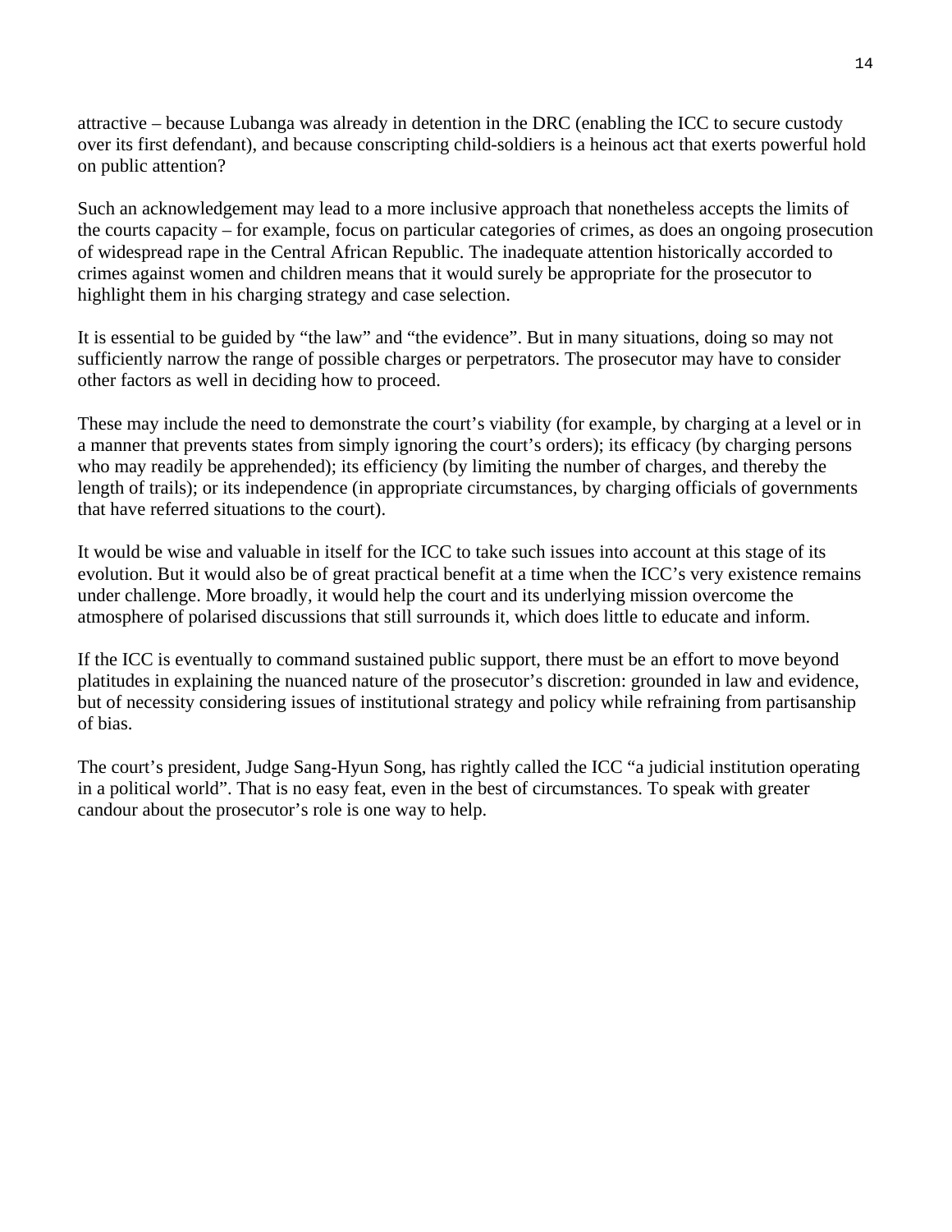attractive – because Lubanga was already in detention in the DRC (enabling the ICC to secure custody over its first defendant), and because conscripting child-soldiers is a heinous act that exerts powerful hold on public attention?

Such an acknowledgement may lead to a more inclusive approach that nonetheless accepts the limits of the courts capacity – for example, focus on particular categories of crimes, as does an ongoing prosecution of widespread rape in the Central African Republic. The inadequate attention historically accorded to crimes against women and children means that it would surely be appropriate for the prosecutor to highlight them in his charging strategy and case selection.

It is essential to be guided by "the law" and "the evidence". But in many situations, doing so may not sufficiently narrow the range of possible charges or perpetrators. The prosecutor may have to consider other factors as well in deciding how to proceed.

These may include the need to demonstrate the court's viability (for example, by charging at a level or in a manner that prevents states from simply ignoring the court's orders); its efficacy (by charging persons who may readily be apprehended); its efficiency (by limiting the number of charges, and thereby the length of trails); or its independence (in appropriate circumstances, by charging officials of governments that have referred situations to the court).

It would be wise and valuable in itself for the ICC to take such issues into account at this stage of its evolution. But it would also be of great practical benefit at a time when the ICC's very existence remains under challenge. More broadly, it would help the court and its underlying mission overcome the atmosphere of polarised discussions that still surrounds it, which does little to educate and inform.

If the ICC is eventually to command sustained public support, there must be an effort to move beyond platitudes in explaining the nuanced nature of the prosecutor's discretion: grounded in law and evidence, but of necessity considering issues of institutional strategy and policy while refraining from partisanship of bias.

The court's president, Judge Sang-Hyun Song, has rightly called the ICC "a judicial institution operating in a political world". That is no easy feat, even in the best of circumstances. To speak with greater candour about the prosecutor's role is one way to help.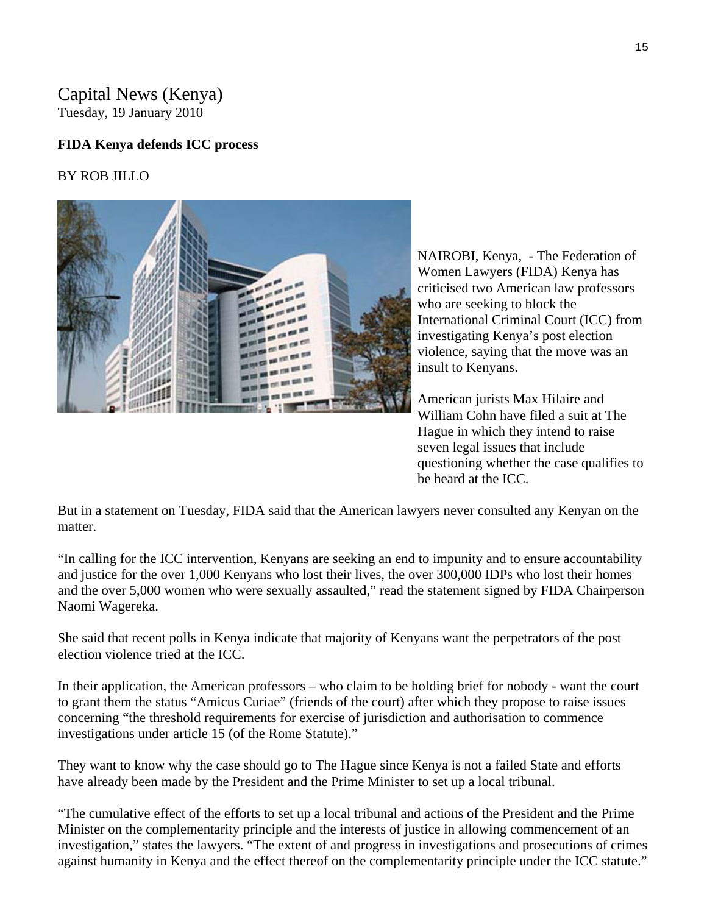# Capital News (Kenya)

Tuesday, 19 January 2010

**FIDA Kenya defends ICC process**

BY ROB JILLO

NAIROBI, Kenya, - The Federation of Women Lawyers (FIDA) Kenya has criticised two American law professors who are seeking to block the International Criminal Court (ICC) from investigating Kenya's post election violence, saying that the move was an insult to Kenyans.

American jurists Max Hilaire and William Cohn have filed a suit at The Hague in which they intend to raise seven legal issues that include questioning whether the case qualifies to be heard at the ICC.

But in a statement on Tuesday, FIDA said that the American lawyers never consulted any Kenyan on the matter.

"In calling for the ICC intervention, Kenyans are seeking an end to impunity and to ensure accountability and justice for the over 1,000 Kenyans who lost their lives, the over 300,000 IDPs who lost their homes and the over 5,000 women who were sexually assaulted," read the statement signed by FIDA Chairperson Naomi Wagereka.

She said that recent polls in Kenya indicate that majority of Kenyans want the perpetrators of the post election violence tried at the ICC.

In their application, the American professors – who claim to be holding brief for nobody - want the court to grant them the status "Amicus Curiae" (friends of the court) after which they propose to raise issues concerning "the threshold requirements for exercise of jurisdiction and authorisation to commence investigations under article 15 (of the Rome Statute)."

They want to know why the case should go to The Hague since Kenya is not a failed State and efforts have already been made by the President and the Prime Minister to set up a local tribunal.

"The cumulative effect of the efforts to set up a local tribunal and actions of the President and the Prime Minister on the complementarity principle and the interests of justice in allowing commencement of an investigation," states the lawyers. "The extent of and progress in investigations and prosecutions of crimes against humanity in Kenya and the effect thereof on the complementarity principle under the ICC statute."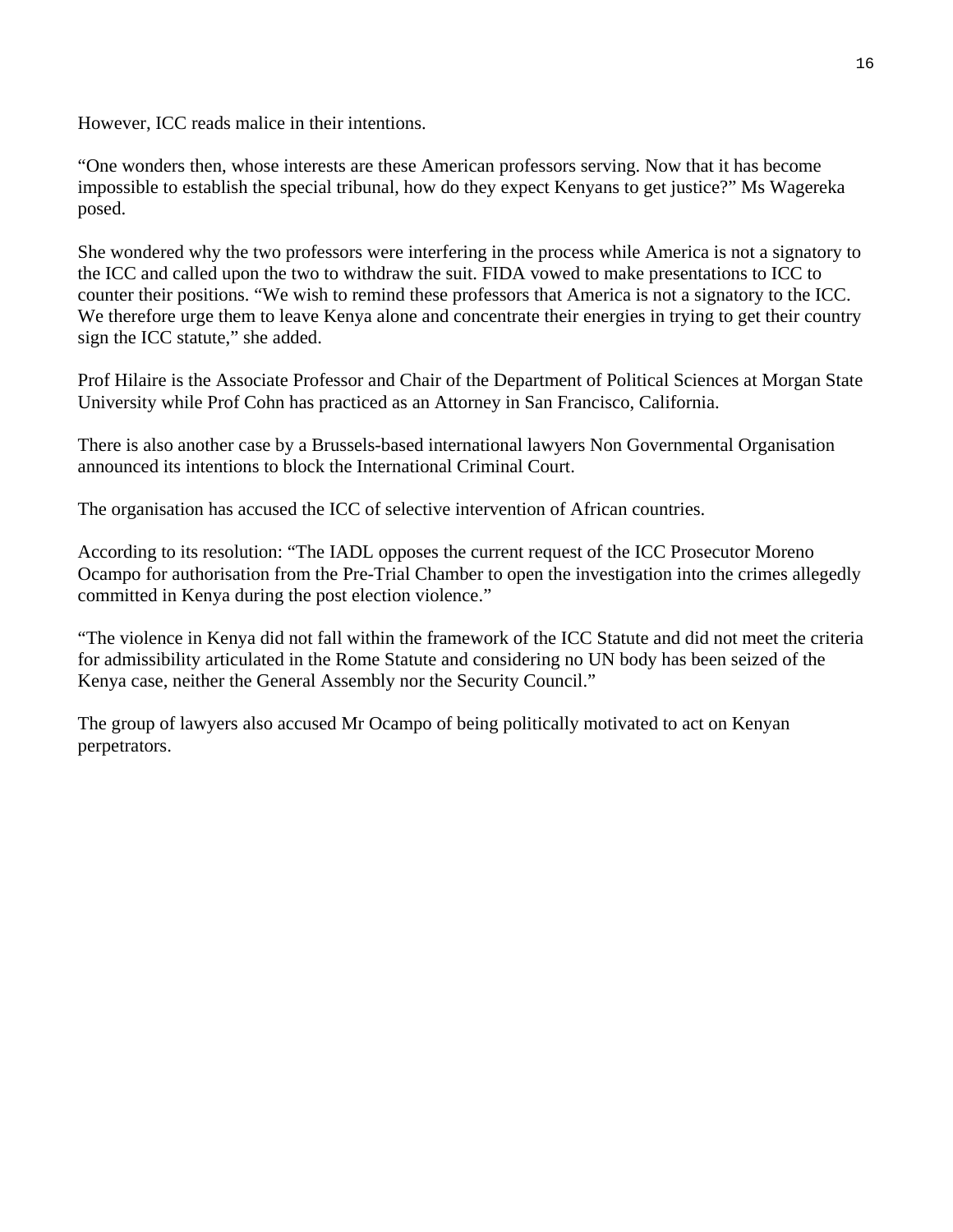However, ICC reads malice in their intentions.

“One wonders then, whose interests are these American professors serving. Now that it has become impossible to establish the special tribunal, how do they expect Kenyans to get justice?” Ms Wagereka posed.

She wondered why the two professors were interfering in the process while America is not a signatory to the ICC and called upon the two to withdraw the suit. FIDA vowed to make presentations to ICC to counter their positions. “We wish to remind these professors that America is not a signatory to the ICC. We therefore urge them to leave Kenya alone and concentrate their energies in trying to get their country sign the ICC statute,” she added.

Prof Hilaire is the Associate Professor and Chair of the Department of Political Sciences at Morgan State University while Prof Cohn has practiced as an Attorney in San Francisco, California.

There is also another case by a Brussels-based international lawyers Non Governmental Organisation announced its intentions to block the International Criminal Court.

The organisation has accused the ICC of selective intervention of African countries.

According to its resolution: “The IADL opposes the current request of the ICC Prosecutor Moreno Ocampo for authorisation from the Pre-Trial Chamber to open the investigation into the crimes allegedly committed in Kenya during the post election violence.”

“The violence in Kenya did not fall within the framework of the ICC Statute and did not meet the criteria for admissibility articulated in the Rome Statute and considering no UN body has been seized of the Kenya case, neither the General Assembly nor the Security Council.”

The group of lawyers also accused Mr Ocampo of being politically motivated to act on Kenyan perpetrators.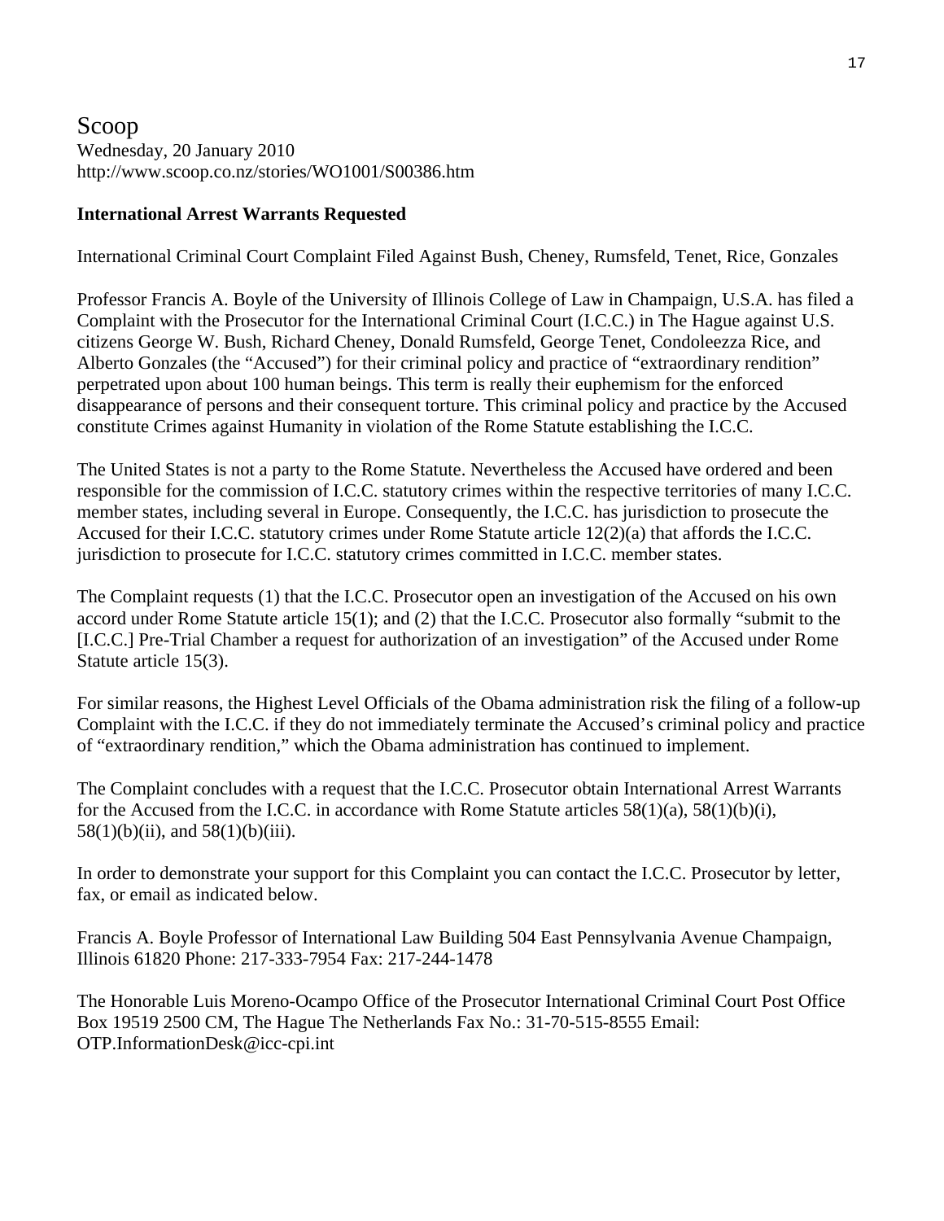# Scoop

Wednesday, 20 January 2010
http://www.scoop.co.nz/stories/WO1001/S00386.htm

**International Arrest Warrants Requested**

International Criminal Court Complaint Filed Against Bush, Cheney, Rumsfeld, Tenet, Rice, Gonzales

Professor Francis A. Boyle of the University of Illinois College of Law in Champaign, U.S.A. has filed a Complaint with the Prosecutor for the International Criminal Court (I.C.C.) in The Hague against U.S. citizens George W. Bush, Richard Cheney, Donald Rumsfeld, George Tenet, Condoleezza Rice, and Alberto Gonzales (the "Accused") for their criminal policy and practice of "extraordinary rendition" perpetrated upon about 100 human beings. This term is really their euphemism for the enforced disappearance of persons and their consequent torture. This criminal policy and practice by the Accused constitute Crimes against Humanity in violation of the Rome Statute establishing the I.C.C.

The United States is not a party to the Rome Statute. Nevertheless the Accused have ordered and been responsible for the commission of I.C.C. statutory crimes within the respective territories of many I.C.C. member states, including several in Europe. Consequently, the I.C.C. has jurisdiction to prosecute the Accused for their I.C.C. statutory crimes under Rome Statute article 12(2)(a) that affords the I.C.C. jurisdiction to prosecute for I.C.C. statutory crimes committed in I.C.C. member states.

The Complaint requests (1) that the I.C.C. Prosecutor open an investigation of the Accused on his own accord under Rome Statute article 15(1); and (2) that the I.C.C. Prosecutor also formally "submit to the [I.C.C.] Pre-Trial Chamber a request for authorization of an investigation" of the Accused under Rome Statute article 15(3).

For similar reasons, the Highest Level Officials of the Obama administration risk the filing of a follow-up Complaint with the I.C.C. if they do not immediately terminate the Accused's criminal policy and practice of "extraordinary rendition," which the Obama administration has continued to implement.

The Complaint concludes with a request that the I.C.C. Prosecutor obtain International Arrest Warrants for the Accused from the I.C.C. in accordance with Rome Statute articles 58(1)(a), 58(1)(b)(i), 58(1)(b)(ii), and 58(1)(b)(iii).

In order to demonstrate your support for this Complaint you can contact the I.C.C. Prosecutor by letter, fax, or email as indicated below.

Francis A. Boyle Professor of International Law Building 504 East Pennsylvania Avenue Champaign, Illinois 61820 Phone: 217-333-7954 Fax: 217-244-1478

The Honorable Luis Moreno-Ocampo Office of the Prosecutor International Criminal Court Post Office Box 19519 2500 CM, The Hague The Netherlands Fax No.: 31-70-515-8555 Email: OTP.InformationDesk@icc-cpi.int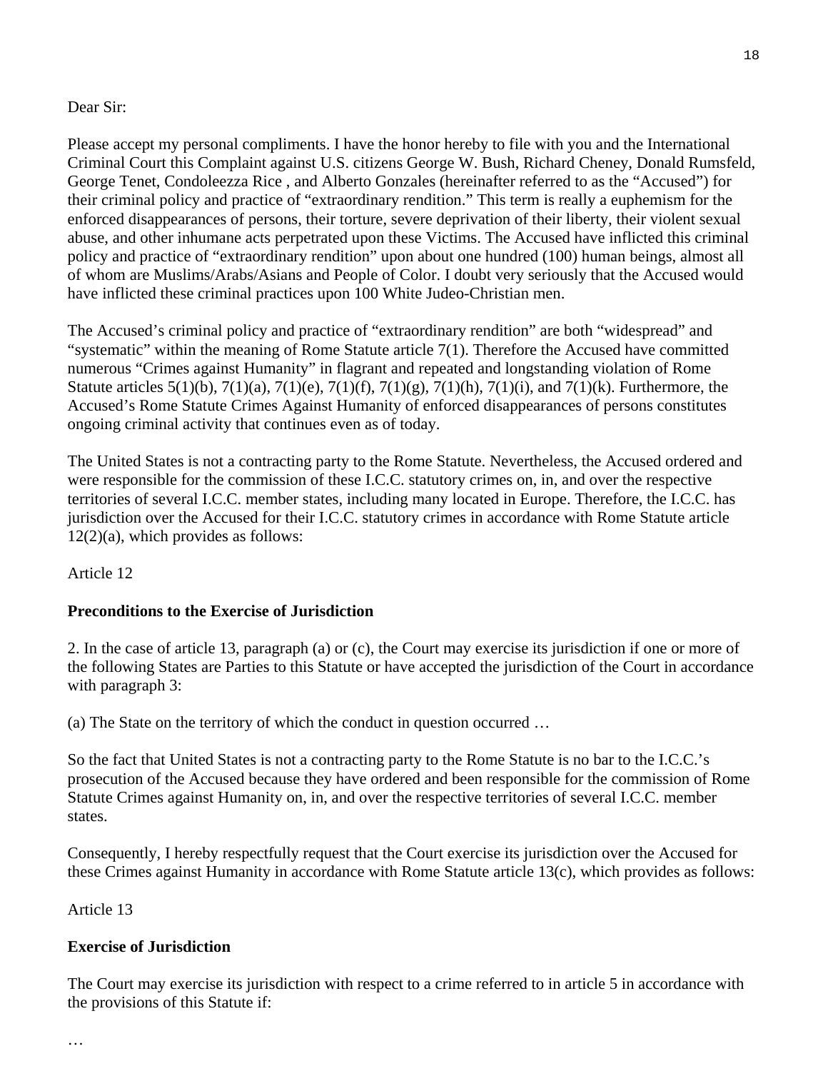Dear Sir:

Please accept my personal compliments. I have the honor hereby to file with you and the International Criminal Court this Complaint against U.S. citizens George W. Bush, Richard Cheney, Donald Rumsfeld, George Tenet, Condoleezza Rice , and Alberto Gonzales (hereinafter referred to as the "Accused") for their criminal policy and practice of "extraordinary rendition." This term is really a euphemism for the enforced disappearances of persons, their torture, severe deprivation of their liberty, their violent sexual abuse, and other inhumane acts perpetrated upon these Victims. The Accused have inflicted this criminal policy and practice of "extraordinary rendition" upon about one hundred (100) human beings, almost all of whom are Muslims/Arabs/Asians and People of Color. I doubt very seriously that the Accused would have inflicted these criminal practices upon 100 White Judeo-Christian men.

The Accused's criminal policy and practice of "extraordinary rendition" are both "widespread" and "systematic" within the meaning of Rome Statute article 7(1). Therefore the Accused have committed numerous "Crimes against Humanity" in flagrant and repeated and longstanding violation of Rome Statute articles 5(1)(b), 7(1)(a), 7(1)(e), 7(1)(f), 7(1)(g), 7(1)(h), 7(1)(i), and 7(1)(k). Furthermore, the Accused's Rome Statute Crimes Against Humanity of enforced disappearances of persons constitutes ongoing criminal activity that continues even as of today.

The United States is not a contracting party to the Rome Statute. Nevertheless, the Accused ordered and were responsible for the commission of these I.C.C. statutory crimes on, in, and over the respective territories of several I.C.C. member states, including many located in Europe. Therefore, the I.C.C. has jurisdiction over the Accused for their I.C.C. statutory crimes in accordance with Rome Statute article 12(2)(a), which provides as follows:

Article 12

**Preconditions to the Exercise of Jurisdiction**

2. In the case of article 13, paragraph (a) or (c), the Court may exercise its jurisdiction if one or more of the following States are Parties to this Statute or have accepted the jurisdiction of the Court in accordance with paragraph 3:

(a) The State on the territory of which the conduct in question occurred …

So the fact that United States is not a contracting party to the Rome Statute is no bar to the I.C.C.'s prosecution of the Accused because they have ordered and been responsible for the commission of Rome Statute Crimes against Humanity on, in, and over the respective territories of several I.C.C. member states.

Consequently, I hereby respectfully request that the Court exercise its jurisdiction over the Accused for these Crimes against Humanity in accordance with Rome Statute article 13(c), which provides as follows:

Article 13

**Exercise of Jurisdiction**

The Court may exercise its jurisdiction with respect to a crime referred to in article 5 in accordance with the provisions of this Statute if:

…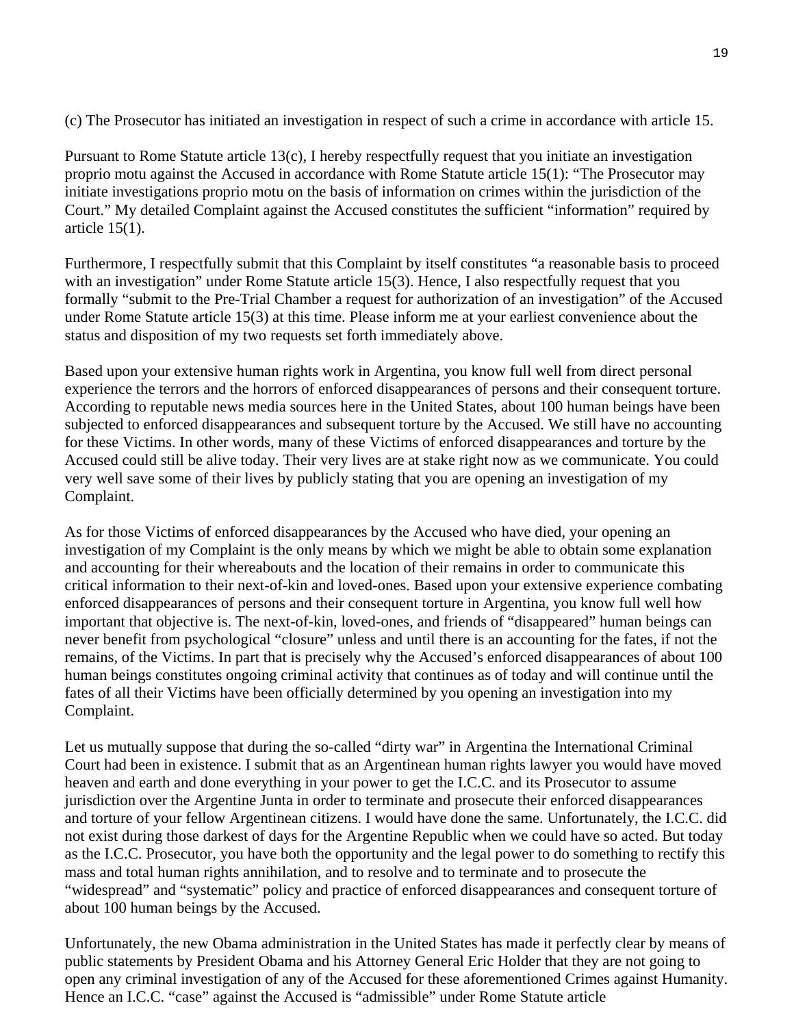(c) The Prosecutor has initiated an investigation in respect of such a crime in accordance with article 15.

Pursuant to Rome Statute article 13(c), I hereby respectfully request that you initiate an investigation proprio motu against the Accused in accordance with Rome Statute article 15(1): "The Prosecutor may initiate investigations proprio motu on the basis of information on crimes within the jurisdiction of the Court." My detailed Complaint against the Accused constitutes the sufficient "information" required by article 15(1).

Furthermore, I respectfully submit that this Complaint by itself constitutes "a reasonable basis to proceed with an investigation" under Rome Statute article 15(3). Hence, I also respectfully request that you formally "submit to the Pre-Trial Chamber a request for authorization of an investigation" of the Accused under Rome Statute article 15(3) at this time. Please inform me at your earliest convenience about the status and disposition of my two requests set forth immediately above.

Based upon your extensive human rights work in Argentina, you know full well from direct personal experience the terrors and the horrors of enforced disappearances of persons and their consequent torture. According to reputable news media sources here in the United States, about 100 human beings have been subjected to enforced disappearances and subsequent torture by the Accused. We still have no accounting for these Victims. In other words, many of these Victims of enforced disappearances and torture by the Accused could still be alive today. Their very lives are at stake right now as we communicate. You could very well save some of their lives by publicly stating that you are opening an investigation of my Complaint.

As for those Victims of enforced disappearances by the Accused who have died, your opening an investigation of my Complaint is the only means by which we might be able to obtain some explanation and accounting for their whereabouts and the location of their remains in order to communicate this critical information to their next-of-kin and loved-ones. Based upon your extensive experience combating enforced disappearances of persons and their consequent torture in Argentina, you know full well how important that objective is. The next-of-kin, loved-ones, and friends of "disappeared" human beings can never benefit from psychological "closure" unless and until there is an accounting for the fates, if not the remains, of the Victims. In part that is precisely why the Accused's enforced disappearances of about 100 human beings constitutes ongoing criminal activity that continues as of today and will continue until the fates of all their Victims have been officially determined by you opening an investigation into my Complaint.

Let us mutually suppose that during the so-called "dirty war" in Argentina the International Criminal Court had been in existence. I submit that as an Argentinean human rights lawyer you would have moved heaven and earth and done everything in your power to get the I.C.C. and its Prosecutor to assume jurisdiction over the Argentine Junta in order to terminate and prosecute their enforced disappearances and torture of your fellow Argentinean citizens. I would have done the same. Unfortunately, the I.C.C. did not exist during those darkest of days for the Argentine Republic when we could have so acted. But today as the I.C.C. Prosecutor, you have both the opportunity and the legal power to do something to rectify this mass and total human rights annihilation, and to resolve and to terminate and to prosecute the "widespread" and "systematic" policy and practice of enforced disappearances and consequent torture of about 100 human beings by the Accused.

Unfortunately, the new Obama administration in the United States has made it perfectly clear by means of public statements by President Obama and his Attorney General Eric Holder that they are not going to open any criminal investigation of any of the Accused for these aforementioned Crimes against Humanity. Hence an I.C.C. "case" against the Accused is "admissible" under Rome Statute article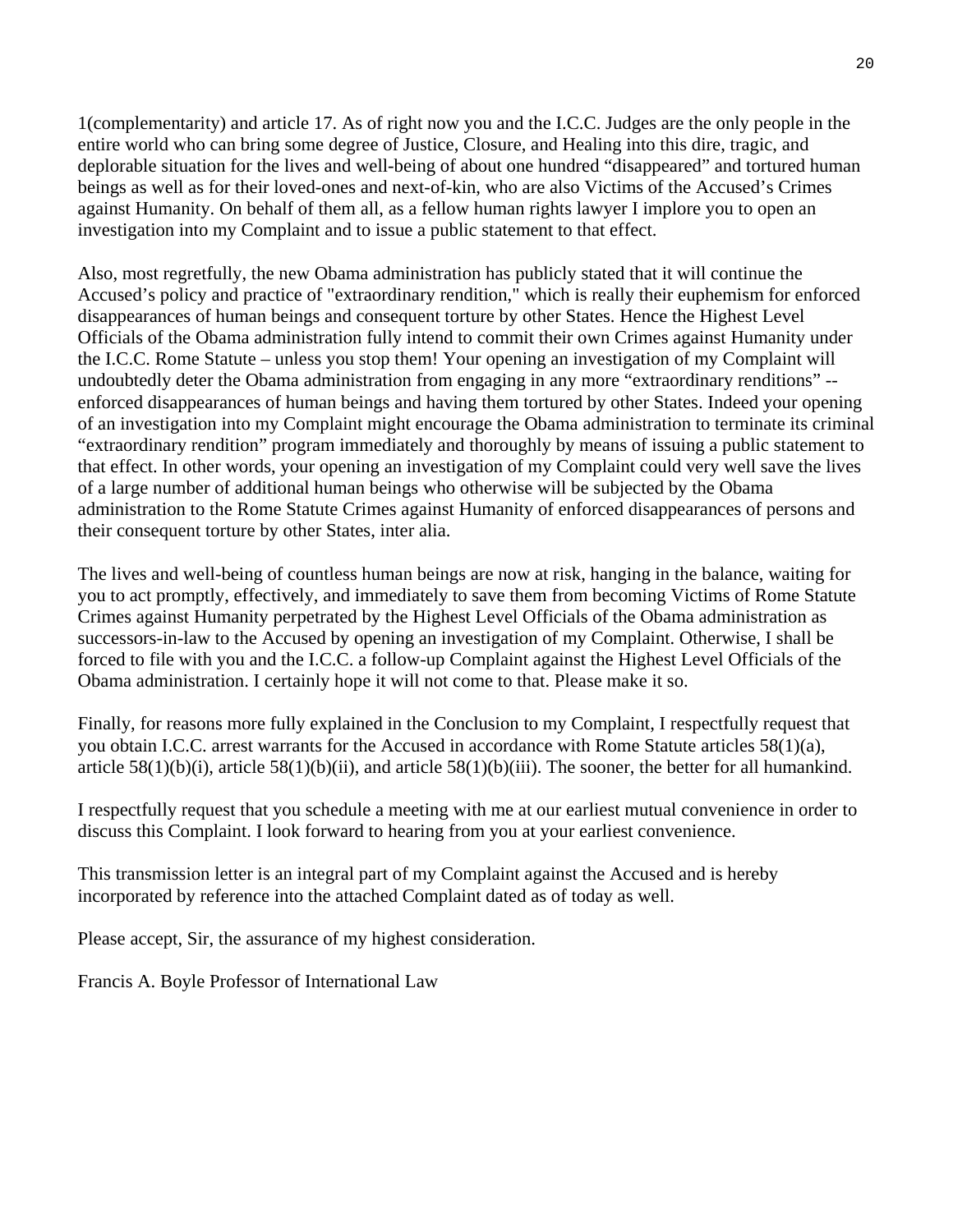1(complementarity) and article 17. As of right now you and the I.C.C. Judges are the only people in the entire world who can bring some degree of Justice, Closure, and Healing into this dire, tragic, and deplorable situation for the lives and well-being of about one hundred “disappeared” and tortured human beings as well as for their loved-ones and next-of-kin, who are also Victims of the Accused’s Crimes against Humanity. On behalf of them all, as a fellow human rights lawyer I implore you to open an investigation into my Complaint and to issue a public statement to that effect.

Also, most regretfully, the new Obama administration has publicly stated that it will continue the Accused’s policy and practice of "extraordinary rendition," which is really their euphemism for enforced disappearances of human beings and consequent torture by other States. Hence the Highest Level Officials of the Obama administration fully intend to commit their own Crimes against Humanity under the I.C.C. Rome Statute – unless you stop them! Your opening an investigation of my Complaint will undoubtedly deter the Obama administration from engaging in any more “extraordinary renditions” -- enforced disappearances of human beings and having them tortured by other States. Indeed your opening of an investigation into my Complaint might encourage the Obama administration to terminate its criminal “extraordinary rendition” program immediately and thoroughly by means of issuing a public statement to that effect. In other words, your opening an investigation of my Complaint could very well save the lives of a large number of additional human beings who otherwise will be subjected by the Obama administration to the Rome Statute Crimes against Humanity of enforced disappearances of persons and their consequent torture by other States, inter alia.

The lives and well-being of countless human beings are now at risk, hanging in the balance, waiting for you to act promptly, effectively, and immediately to save them from becoming Victims of Rome Statute Crimes against Humanity perpetrated by the Highest Level Officials of the Obama administration as successors-in-law to the Accused by opening an investigation of my Complaint. Otherwise, I shall be forced to file with you and the I.C.C. a follow-up Complaint against the Highest Level Officials of the Obama administration. I certainly hope it will not come to that. Please make it so.

Finally, for reasons more fully explained in the Conclusion to my Complaint, I respectfully request that you obtain I.C.C. arrest warrants for the Accused in accordance with Rome Statute articles 58(1)(a), article 58(1)(b)(i), article 58(1)(b)(ii), and article 58(1)(b)(iii). The sooner, the better for all humankind.

I respectfully request that you schedule a meeting with me at our earliest mutual convenience in order to discuss this Complaint. I look forward to hearing from you at your earliest convenience.

This transmission letter is an integral part of my Complaint against the Accused and is hereby incorporated by reference into the attached Complaint dated as of today as well.

Please accept, Sir, the assurance of my highest consideration.

Francis A. Boyle Professor of International Law